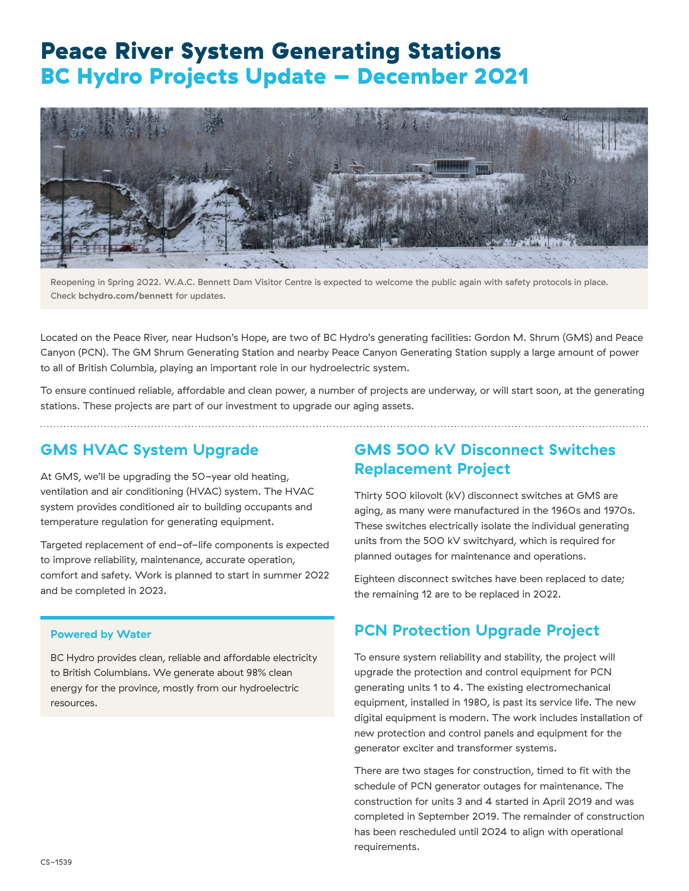# Peace River System Generating Stations

## BC Hydro Projects Update – December 2021

Reopening in Spring 2022. W.A.C. Bennett Dam Visitor Centre is expected to welcome the public again with safety protocols in place. Check **bchydro.com/bennett** for updates.

Located on the Peace River, near Hudson's Hope, are two of BC Hydro's generating facilities: Gordon M. Shrum (GMS) and Peace Canyon (PCN). The GM Shrum Generating Station and nearby Peace Canyon Generating Station supply a large amount of power to all of British Columbia, playing an important role in our hydroelectric system.

To ensure continued reliable, affordable and clean power, a number of projects are underway, or will start soon, at the generating stations. These projects are part of our investment to upgrade our aging assets.

## GMS HVAC System Upgrade

At GMS, we'll be upgrading the 50-year old heating, ventilation and air conditioning (HVAC) system. The HVAC system provides conditioned air to building occupants and temperature regulation for generating equipment.

Targeted replacement of end-of-life components is expected to improve reliability, maintenance, accurate operation, comfort and safety. Work is planned to start in summer 2022 and be completed in 2023.

### Powered by Water

BC Hydro provides clean, reliable and affordable electricity to British Columbians. We generate about 98% clean energy for the province, mostly from our hydroelectric resources.

## GMS 500 kV Disconnect Switches Replacement Project

Thirty 500 kilovolt (kV) disconnect switches at GMS are aging, as many were manufactured in the 1960s and 1970s. These switches electrically isolate the individual generating units from the 500 kV switchyard, which is required for planned outages for maintenance and operations.

Eighteen disconnect switches have been replaced to date; the remaining 12 are to be replaced in 2022.

## PCN Protection Upgrade Project

To ensure system reliability and stability, the project will upgrade the protection and control equipment for PCN generating units 1 to 4. The existing electromechanical equipment, installed in 1980, is past its service life. The new digital equipment is modern. The work includes installation of new protection and control panels and equipment for the generator exciter and transformer systems.

There are two stages for construction, timed to fit with the schedule of PCN generator outages for maintenance. The construction for units 3 and 4 started in April 2019 and was completed in September 2019. The remainder of construction has been rescheduled until 2024 to align with operational requirements.

CS-1539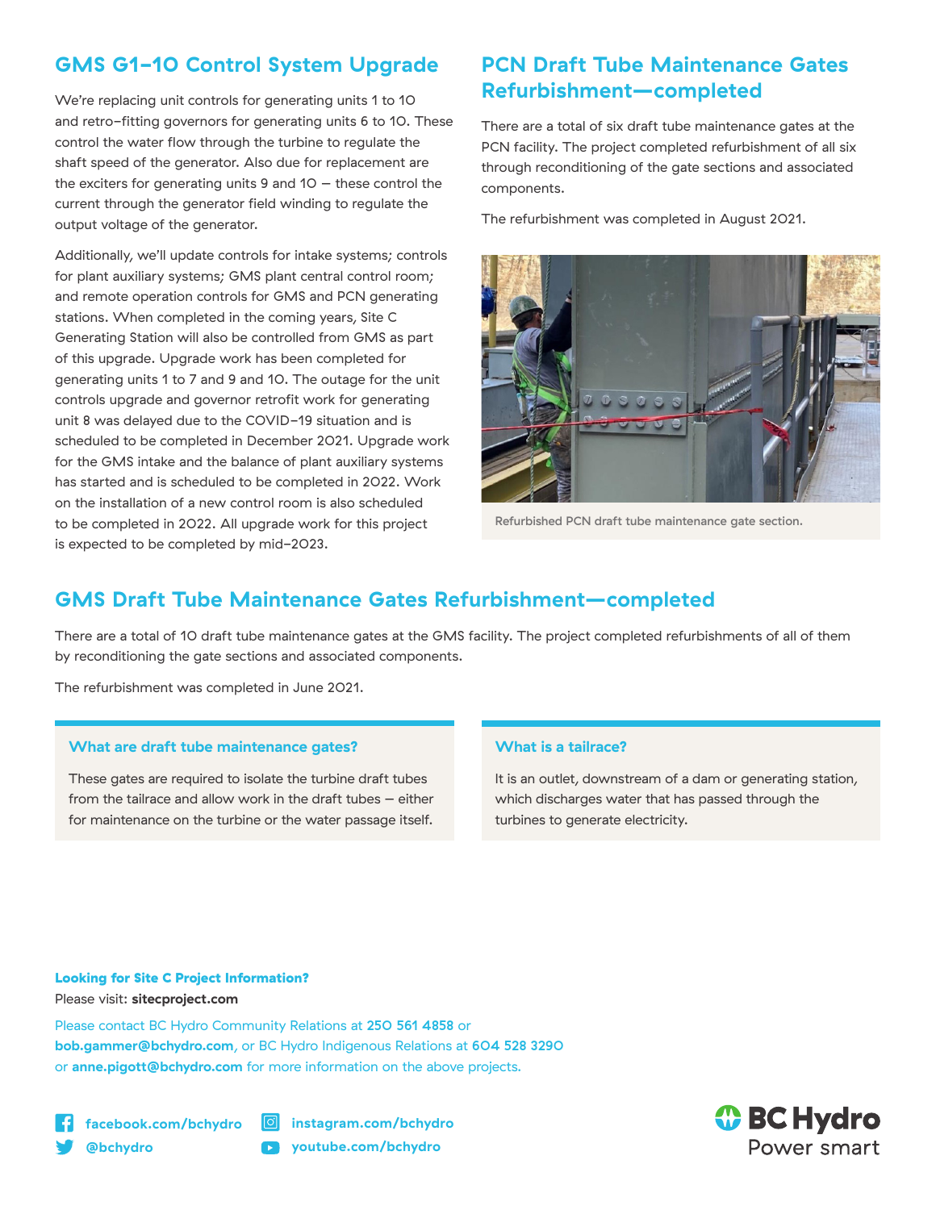## GMS G1–10 Control System Upgrade

We're replacing unit controls for generating units 1 to 10 and retro-fitting governors for generating units 6 to 10. These control the water flow through the turbine to regulate the shaft speed of the generator. Also due for replacement are the exciters for generating units 9 and 10 — these control the current through the generator field winding to regulate the output voltage of the generator.

Additionally, we'll update controls for intake systems; controls for plant auxiliary systems; GMS plant central control room; and remote operation controls for GMS and PCN generating stations. When completed in the coming years, Site C Generating Station will also be controlled from GMS as part of this upgrade. Upgrade work has been completed for generating units 1 to 7 and 9 and 10. The outage for the unit controls upgrade and governor retrofit work for generating unit 8 was delayed due to the COVID-19 situation and is scheduled to be completed in December 2021. Upgrade work for the GMS intake and the balance of plant auxiliary systems has started and is scheduled to be completed in 2022. Work on the installation of a new control room is also scheduled to be completed in 2022. All upgrade work for this project is expected to be completed by mid-2023.

## PCN Draft Tube Maintenance Gates Refurbishment—completed

There are a total of six draft tube maintenance gates at the PCN facility. The project completed refurbishment of all six through reconditioning of the gate sections and associated components.

The refurbishment was completed in August 2021.

Refurbished PCN draft tube maintenance gate section.

## GMS Draft Tube Maintenance Gates Refurbishment—completed

There are a total of 10 draft tube maintenance gates at the GMS facility. The project completed refurbishments of all of them by reconditioning the gate sections and associated components.

The refurbishment was completed in June 2021.

### What are draft tube maintenance gates?

These gates are required to isolate the turbine draft tubes from the tailrace and allow work in the draft tubes — either for maintenance on the turbine or the water passage itself.

### What is a tailrace?

It is an outlet, downstream of a dam or generating station, which discharges water that has passed through the turbines to generate electricity.

**Looking for Site C Project Information?**
Please visit: **sitecproject.com**

Please contact BC Hydro Community Relations at **250 561 4858** or **bob.gammer@bchydro.com**, or BC Hydro Indigenous Relations at **604 528 3290** or **anne.pigott@bchydro.com** for more information on the above projects.

facebook.com/bchydro
@bchydro
instagram.com/bchydro
youtube.com/bchydro

BC Hydro
Power smart